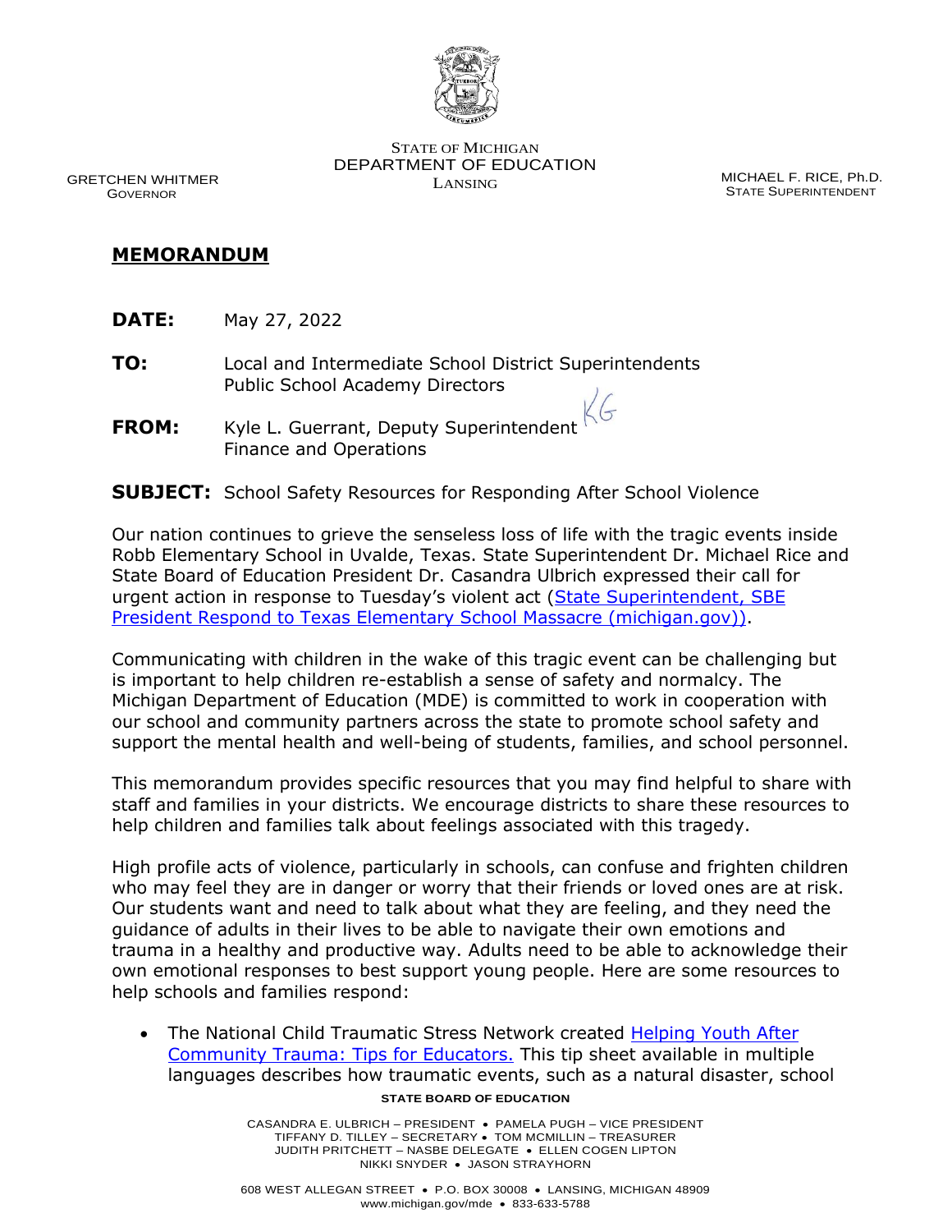STATE OF MICHIGAN
DEPARTMENT OF EDUCATION
LANSING

GRETCHEN WHITMER
GOVERNOR

MICHAEL F. RICE, Ph.D.
STATE SUPERINTENDENT

## MEMORANDUM

**DATE:** May 27, 2022

**TO:** Local and Intermediate School District Superintendents
Public School Academy Directors

**FROM:** Kyle L. Guerrant, Deputy Superintendent
Finance and Operations

**SUBJECT:** School Safety Resources for Responding After School Violence

Our nation continues to grieve the senseless loss of life with the tragic events inside Robb Elementary School in Uvalde, Texas. State Superintendent Dr. Michael Rice and State Board of Education President Dr. Casandra Ulbrich expressed their call for urgent action in response to Tuesday's violent act (State Superintendent, SBE President Respond to Texas Elementary School Massacre (michigan.gov)).

Communicating with children in the wake of this tragic event can be challenging but is important to help children re-establish a sense of safety and normalcy. The Michigan Department of Education (MDE) is committed to work in cooperation with our school and community partners across the state to promote school safety and support the mental health and well-being of students, families, and school personnel.

This memorandum provides specific resources that you may find helpful to share with staff and families in your districts. We encourage districts to share these resources to help children and families talk about feelings associated with this tragedy.

High profile acts of violence, particularly in schools, can confuse and frighten children who may feel they are in danger or worry that their friends or loved ones are at risk. Our students want and need to talk about what they are feeling, and they need the guidance of adults in their lives to be able to navigate their own emotions and trauma in a healthy and productive way. Adults need to be able to acknowledge their own emotional responses to best support young people. Here are some resources to help schools and families respond:

- The National Child Traumatic Stress Network created Helping Youth After Community Trauma: Tips for Educators. This tip sheet available in multiple languages describes how traumatic events, such as a natural disaster, school

STATE BOARD OF EDUCATION

CASANDRA E. ULBRICH – PRESIDENT • PAMELA PUGH – VICE PRESIDENT
TIFFANY D. TILLEY – SECRETARY • TOM MCMILLIN – TREASURER
JUDITH PRITCHETT – NASBE DELEGATE • ELLEN COGEN LIPTON
NIKKI SNYDER • JASON STRAYHORN

608 WEST ALLEGAN STREET • P.O. BOX 30008 • LANSING, MICHIGAN 48909
www.michigan.gov/mde • 833-633-5788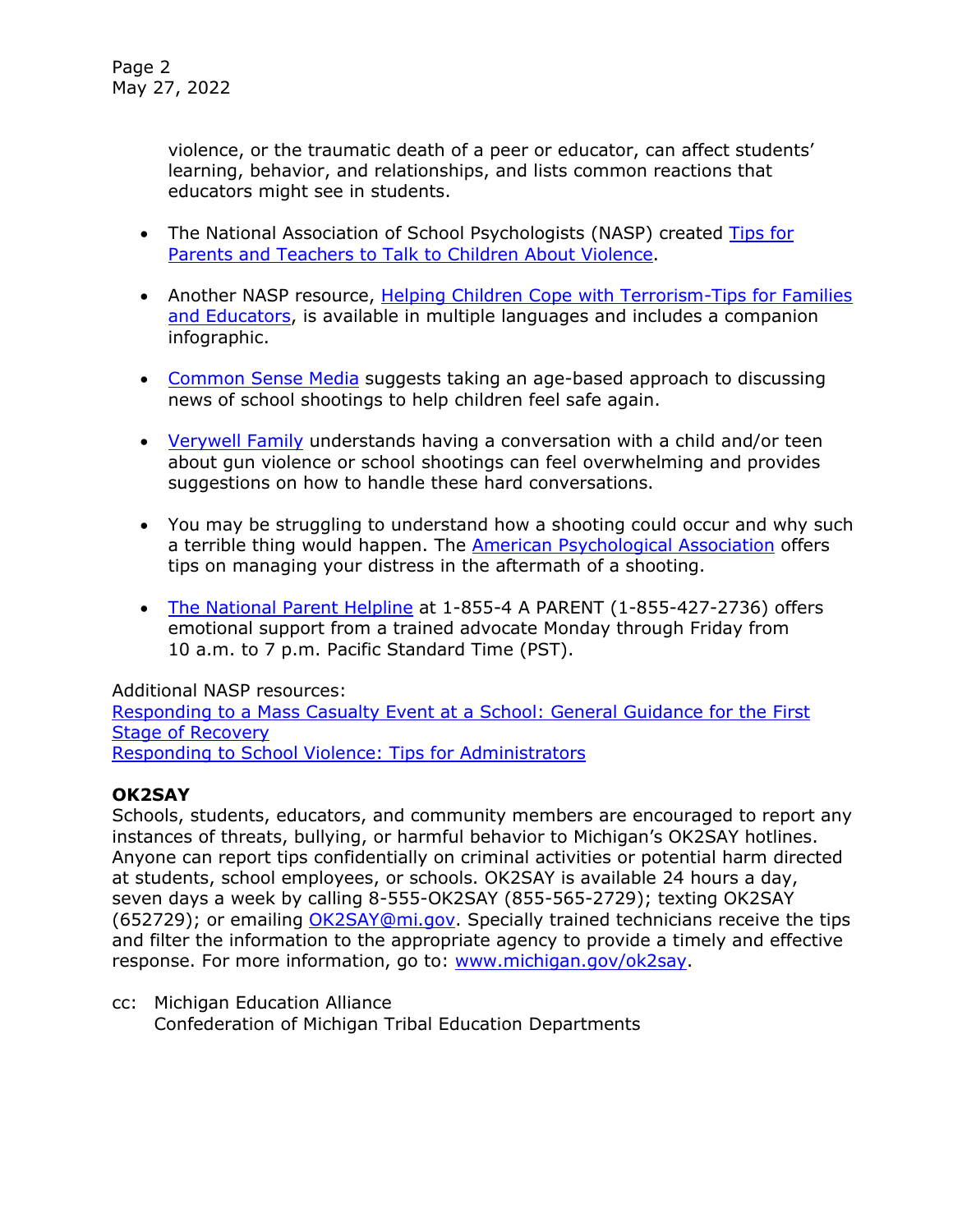violence, or the traumatic death of a peer or educator, can affect students' learning, behavior, and relationships, and lists common reactions that educators might see in students.

- The National Association of School Psychologists (NASP) created Tips for Parents and Teachers to Talk to Children About Violence.

- Another NASP resource, Helping Children Cope with Terrorism-Tips for Families and Educators, is available in multiple languages and includes a companion infographic.

- Common Sense Media suggests taking an age-based approach to discussing news of school shootings to help children feel safe again.

- Verywell Family understands having a conversation with a child and/or teen about gun violence or school shootings can feel overwhelming and provides suggestions on how to handle these hard conversations.

- You may be struggling to understand how a shooting could occur and why such a terrible thing would happen. The American Psychological Association offers tips on managing your distress in the aftermath of a shooting.

- The National Parent Helpline at 1-855-4 A PARENT (1-855-427-2736) offers emotional support from a trained advocate Monday through Friday from 10 a.m. to 7 p.m. Pacific Standard Time (PST).

Additional NASP resources:
Responding to a Mass Casualty Event at a School: General Guidance for the First Stage of Recovery
Responding to School Violence: Tips for Administrators

**OK2SAY**

Schools, students, educators, and community members are encouraged to report any instances of threats, bullying, or harmful behavior to Michigan's OK2SAY hotlines. Anyone can report tips confidentially on criminal activities or potential harm directed at students, school employees, or schools. OK2SAY is available 24 hours a day, seven days a week by calling 8-555-OK2SAY (855-565-2729); texting OK2SAY (652729); or emailing OK2SAY@mi.gov. Specially trained technicians receive the tips and filter the information to the appropriate agency to provide a timely and effective response. For more information, go to: www.michigan.gov/ok2say.

cc: Michigan Education Alliance
Confederation of Michigan Tribal Education Departments